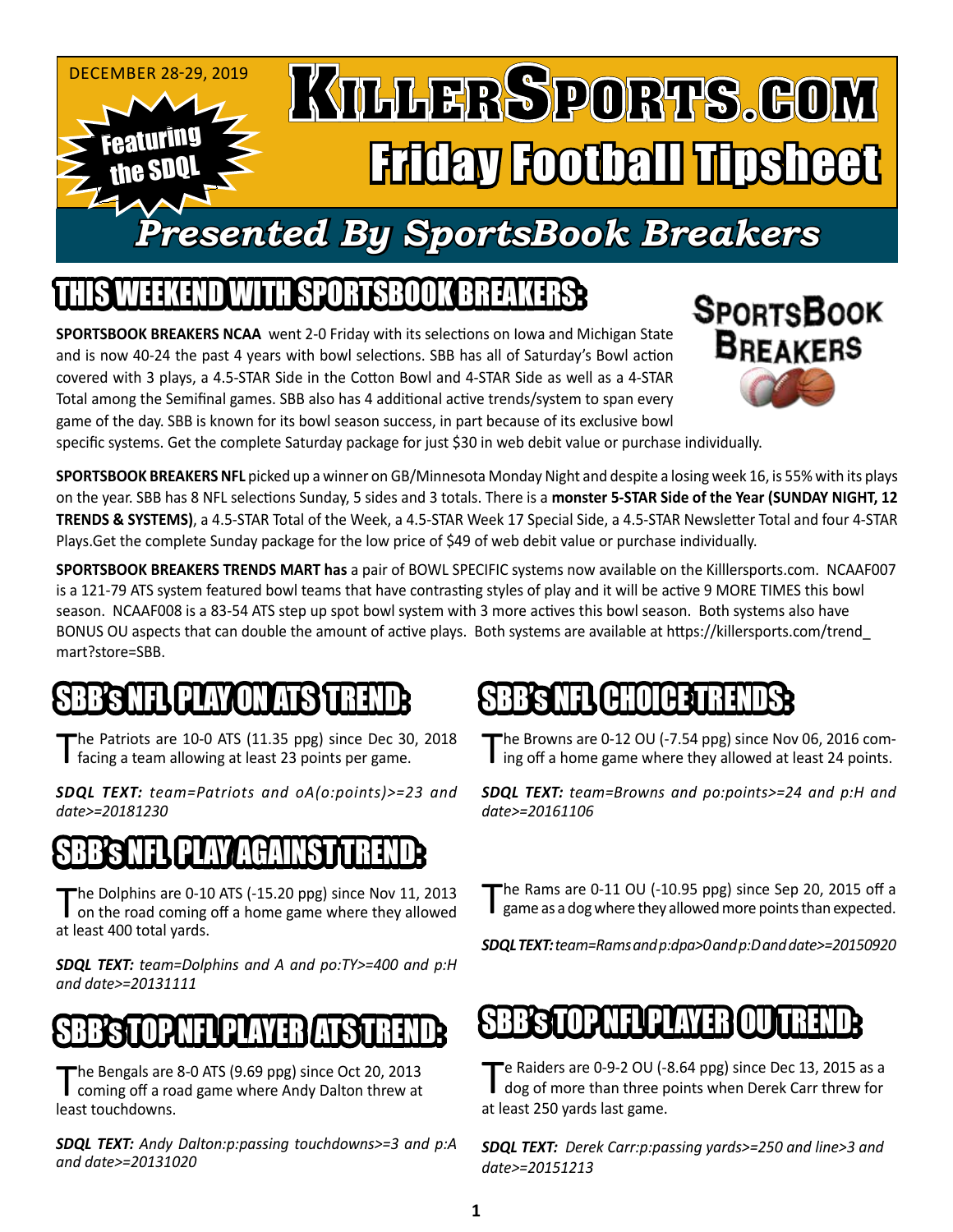DECEMBER 28-29, 2019

Featuring the SDQL

# KillerSports.com
# Friday Football Tipsheet

## Presented By SportsBook Breakers

## THIS WEEKEND WITH SPORTSBOOK BREAKERS:

**SPORTSBOOK BREAKERS NCAA** went 2-0 Friday with its selections on Iowa and Michigan State and is now 40-24 the past 4 years with bowl selections. SBB has all of Saturday's Bowl action covered with 3 plays, a 4.5-STAR Side in the Cotton Bowl and 4-STAR Side as well as a 4-STAR Total among the Semifinal games. SBB also has 4 additional active trends/system to span every game of the day. SBB is known for its bowl season success, in part because of its exclusive bowl specific systems. Get the complete Saturday package for just $30 in web debit value or purchase individually.

**SPORTSBOOK BREAKERS NFL** picked up a winner on GB/Minnesota Monday Night and despite a losing week 16, is 55% with its plays on the year. SBB has 8 NFL selections Sunday, 5 sides and 3 totals. There is a **monster 5-STAR Side of the Year (SUNDAY NIGHT, 12 TRENDS & SYSTEMS)**, a 4.5-STAR Total of the Week, a 4.5-STAR Week 17 Special Side, a 4.5-STAR Newsletter Total and four 4-STAR Plays.Get the complete Sunday package for the low price of $49 of web debit value or purchase individually.

**SPORTSBOOK BREAKERS TRENDS MART has** a pair of BOWL SPECIFIC systems now available on the Killlersports.com. NCAAF007 is a 121-79 ATS system featured bowl teams that have contrasting styles of play and it will be active 9 MORE TIMES this bowl season. NCAAF008 is a 83-54 ATS step up spot bowl system with 3 more actives this bowl season. Both systems also have BONUS OU aspects that can double the amount of active plays. Both systems are available at https://killersports.com/trend_mart?store=SBB.

## SBB's NFL PLAY ON ATS TREND:

The Patriots are 10-0 ATS (11.35 ppg) since Dec 30, 2018 facing a team allowing at least 23 points per game.

***SDQL TEXT:*** *team=Patriots and oA(o:points)>=23 and date>=20181230*

## SBB's NFL PLAY AGAINST TREND:

The Dolphins are 0-10 ATS (-15.20 ppg) since Nov 11, 2013 on the road coming off a home game where they allowed at least 400 total yards.

***SDQL TEXT:*** *team=Dolphins and A and po:TY>=400 and p:H and date>=20131111*

## SBB's TOP NFL PLAYER ATS TREND:

The Bengals are 8-0 ATS (9.69 ppg) since Oct 20, 2013 coming off a road game where Andy Dalton threw at least touchdowns.

***SDQL TEXT:*** *Andy Dalton:p:passing touchdowns>=3 and p:A and date>=20131020*

## SBB's NFL CHOICE TRENDS:

The Browns are 0-12 OU (-7.54 ppg) since Nov 06, 2016 coming off a home game where they allowed at least 24 points.

***SDQL TEXT:*** *team=Browns and po:points>=24 and p:H and date>=20161106*

The Rams are 0-11 OU (-10.95 ppg) since Sep 20, 2015 off a game as a dog where they allowed more points than expected.

***SDQL TEXT:*** *team=Rams and p:dpa>0 and p:D and date>=20150920*

## SBB's TOP NFL PLAYER OU TREND:

Te Raiders are 0-9-2 OU (-8.64 ppg) since Dec 13, 2015 as a dog of more than three points when Derek Carr threw for at least 250 yards last game.

***SDQL TEXT:*** *Derek Carr:p:passing yards>=250 and line>3 and date>=20151213*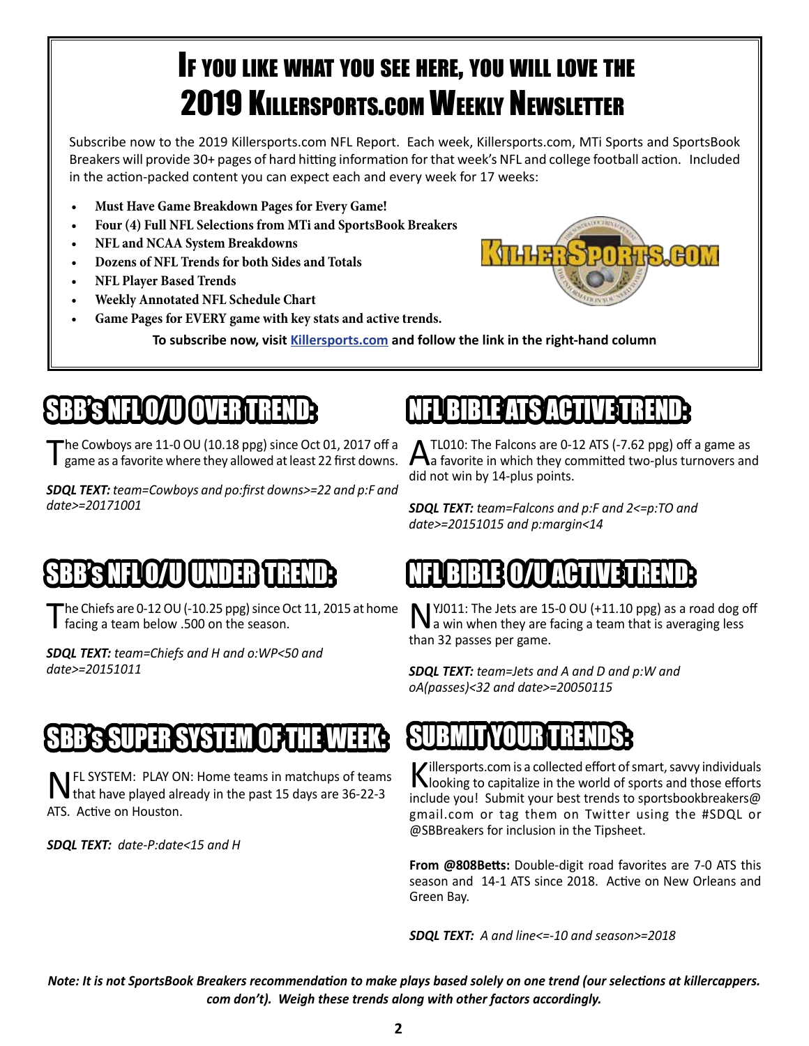# If you like what you see here, you will love the 2019 Killersports.com Weekly Newsletter

Subscribe now to the 2019 Killersports.com NFL Report. Each week, Killersports.com, MTi Sports and SportsBook Breakers will provide 30+ pages of hard hitting information for that week's NFL and college football action. Included in the action-packed content you can expect each and every week for 17 weeks:

- **Must Have Game Breakdown Pages for Every Game!**
- **Four (4) Full NFL Selections from MTi and SportsBook Breakers**
- **NFL and NCAA System Breakdowns**
- **Dozens of NFL Trends for both Sides and Totals**
- **NFL Player Based Trends**
- **Weekly Annotated NFL Schedule Chart**
- **Game Pages for EVERY game with key stats and active trends.**

**To subscribe now, visit Killersports.com and follow the link in the right-hand column**

## SBB's NFL O/U OVER TREND:

The Cowboys are 11-0 OU (10.18 ppg) since Oct 01, 2017 off a game as a favorite where they allowed at least 22 first downs.

***SDQL TEXT:*** *team=Cowboys and po:first downs>=22 and p:F and date>=20171001*

## SBB's NFL O/U UNDER TREND:

The Chiefs are 0-12 OU (-10.25 ppg) since Oct 11, 2015 at home facing a team below .500 on the season.

***SDQL TEXT:*** *team=Chiefs and H and o:WP<50 and date>=20151011*

## SBB's SUPER SYSTEM OF THE WEEK:

NFL SYSTEM: PLAY ON: Home teams in matchups of teams that have played already in the past 15 days are 36-22-3 ATS. Active on Houston.

***SDQL TEXT:*** *date-P:date<15 and H*

## NFL BIBLE ATS ACTIVE TREND:

ATL010: The Falcons are 0-12 ATS (-7.62 ppg) off a game as a favorite in which they committed two-plus turnovers and did not win by 14-plus points.

***SDQL TEXT:*** *team=Falcons and p:F and 2<=p:TO and date>=20151015 and p:margin<14*

## NFL BIBLE O/U ACTIVE TREND:

NYJ011: The Jets are 15-0 OU (+11.10 ppg) as a road dog off a win when they are facing a team that is averaging less than 32 passes per game.

***SDQL TEXT:*** *team=Jets and A and D and p:W and oA(passes)<32 and date>=20050115*

## SUBMIT YOUR TRENDS:

Killersports.com is a collected effort of smart, savvy individuals looking to capitalize in the world of sports and those efforts include you! Submit your best trends to sportsbookbreakers@gmail.com or tag them on Twitter using the #SDQL or @SBBreakers for inclusion in the Tipsheet.

**From @808Betts:** Double-digit road favorites are 7-0 ATS this season and 14-1 ATS since 2018. Active on New Orleans and Green Bay.

***SDQL TEXT:*** *A and line<=-10 and season>=2018*

***Note: It is not SportsBook Breakers recommendation to make plays based solely on one trend (our selections at killercappers.com don't). Weigh these trends along with other factors accordingly.***